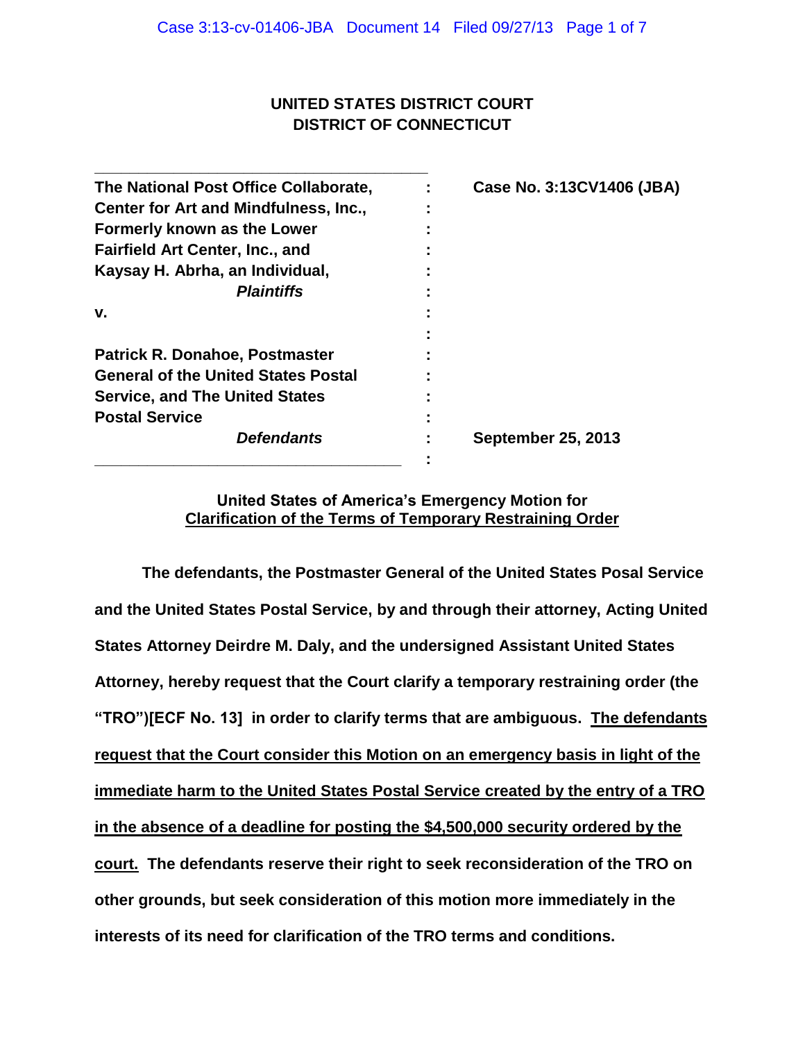**UNITED STATES DISTRICT COURT**
**DISTRICT OF CONNECTICUT**

| | | |
|---|---|---|
| **The National Post Office Collaborate, Center for Art and Mindfulness, Inc., Formerly known as the Lower Fairfield Art Center, Inc., and Kaysay H. Abrha, an Individual,** | : | **Case No. 3:13CV1406 (JBA)** |
| ***Plaintiffs*** | : | |
| **v.** | : | |
| **Patrick R. Donahoe, Postmaster General of the United States Postal Service, and The United States Postal Service** | : | |
| ***Defendants*** | : | **September 25, 2013** |

**United States of America's Emergency Motion for**
**<u>Clarification of the Terms of Temporary Restraining Order</u>**

**The defendants, the Postmaster General of the United States Posal Service and the United States Postal Service, by and through their attorney, Acting United States Attorney Deirdre M. Daly, and the undersigned Assistant United States Attorney, hereby request that the Court clarify a temporary restraining order (the "TRO")[ECF No. 13] in order to clarify terms that are ambiguous. <u>The defendants request that the Court consider this Motion on an emergency basis in light of the immediate harm to the United States Postal Service created by the entry of a TRO in the absence of a deadline for posting the $4,500,000 security ordered by the court.</u> The defendants reserve their right to seek reconsideration of the TRO on other grounds, but seek consideration of this motion more immediately in the interests of its need for clarification of the TRO terms and conditions.**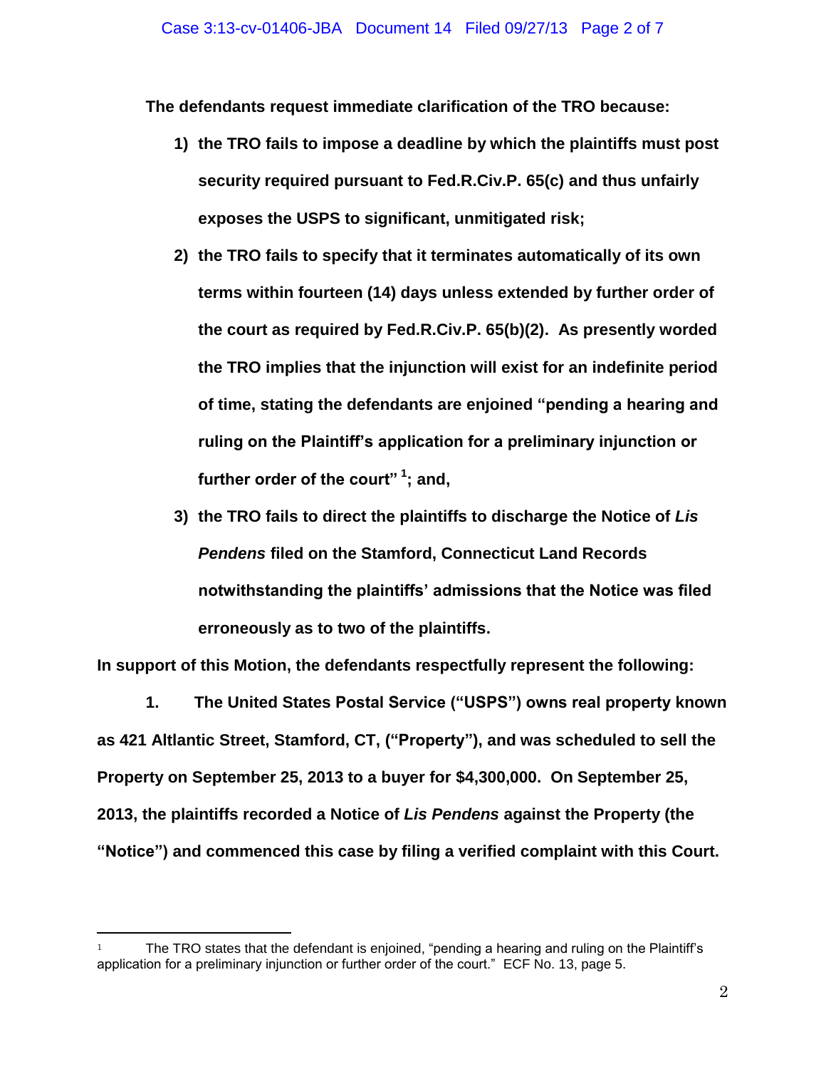**The defendants request immediate clarification of the TRO because:**

1) **the TRO fails to impose a deadline by which the plaintiffs must post security required pursuant to Fed.R.Civ.P. 65(c) and thus unfairly exposes the USPS to significant, unmitigated risk;**

2) **the TRO fails to specify that it terminates automatically of its own terms within fourteen (14) days unless extended by further order of the court as required by Fed.R.Civ.P. 65(b)(2). As presently worded the TRO implies that the injunction will exist for an indefinite period of time, stating the defendants are enjoined "pending a hearing and ruling on the Plaintiff's application for a preliminary injunction or further order of the court" [1]; and,**

3) **the TRO fails to direct the plaintiffs to discharge the Notice of *Lis Pendens* filed on the Stamford, Connecticut Land Records notwithstanding the plaintiffs' admissions that the Notice was filed erroneously as to two of the plaintiffs.**

**In support of this Motion, the defendants respectfully represent the following:**

**1. The United States Postal Service ("USPS") owns real property known as 421 Altlantic Street, Stamford, CT, ("Property"), and was scheduled to sell the Property on September 25, 2013 to a buyer for $4,300,000. On September 25, 2013, the plaintiffs recorded a Notice of *Lis Pendens* against the Property (the "Notice") and commenced this case by filing a verified complaint with this Court.**

---

[1] The TRO states that the defendant is enjoined, "pending a hearing and ruling on the Plaintiff's application for a preliminary injunction or further order of the court." ECF No. 13, page 5.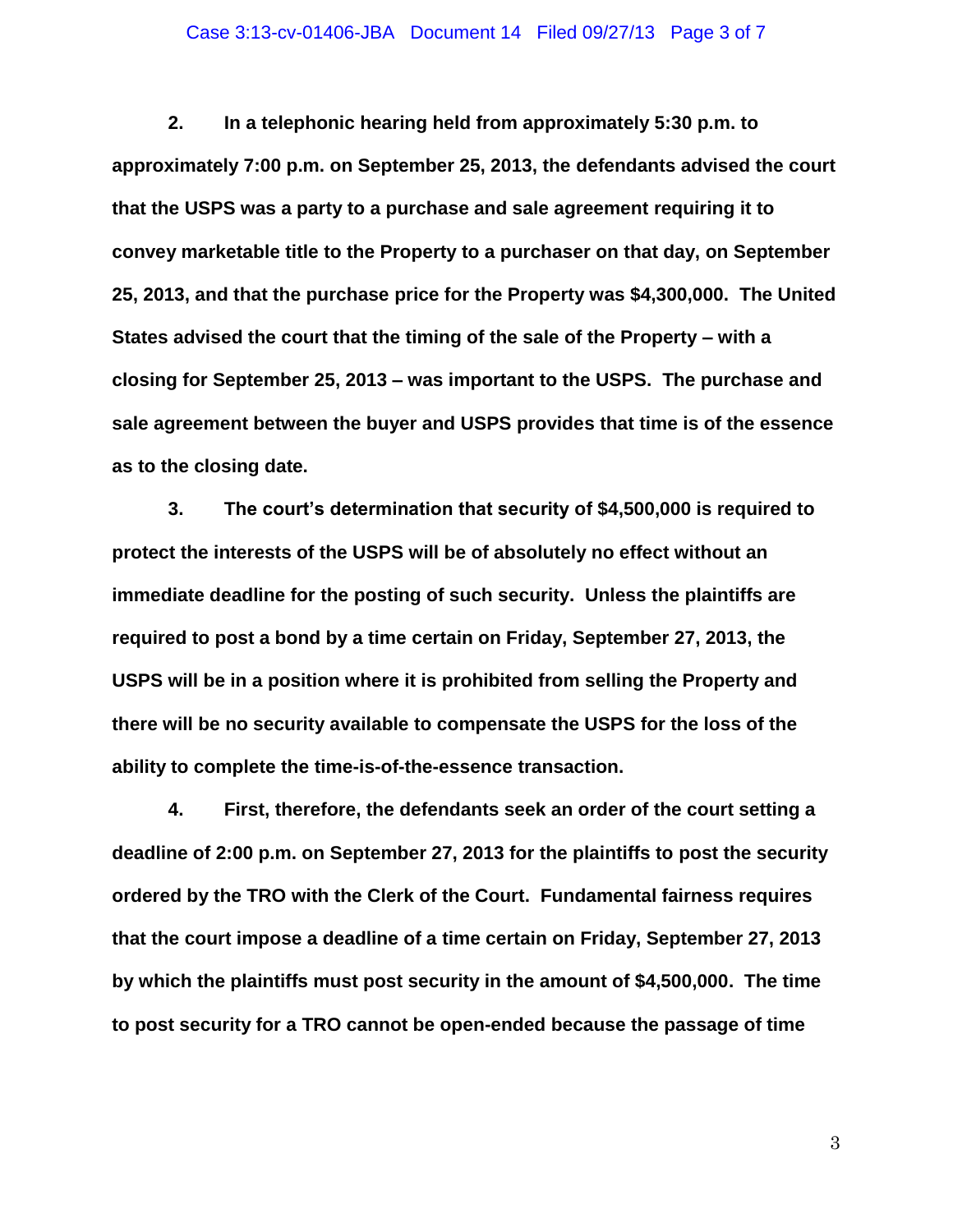**2. In a telephonic hearing held from approximately 5:30 p.m. to approximately 7:00 p.m. on September 25, 2013, the defendants advised the court that the USPS was a party to a purchase and sale agreement requiring it to convey marketable title to the Property to a purchaser on that day, on September 25, 2013, and that the purchase price for the Property was $4,300,000. The United States advised the court that the timing of the sale of the Property – with a closing for September 25, 2013 – was important to the USPS. The purchase and sale agreement between the buyer and USPS provides that time is of the essence as to the closing date.**

**3. The court's determination that security of $4,500,000 is required to protect the interests of the USPS will be of absolutely no effect without an immediate deadline for the posting of such security. Unless the plaintiffs are required to post a bond by a time certain on Friday, September 27, 2013, the USPS will be in a position where it is prohibited from selling the Property and there will be no security available to compensate the USPS for the loss of the ability to complete the time-is-of-the-essence transaction.**

**4. First, therefore, the defendants seek an order of the court setting a deadline of 2:00 p.m. on September 27, 2013 for the plaintiffs to post the security ordered by the TRO with the Clerk of the Court. Fundamental fairness requires that the court impose a deadline of a time certain on Friday, September 27, 2013 by which the plaintiffs must post security in the amount of $4,500,000. The time to post security for a TRO cannot be open-ended because the passage of time**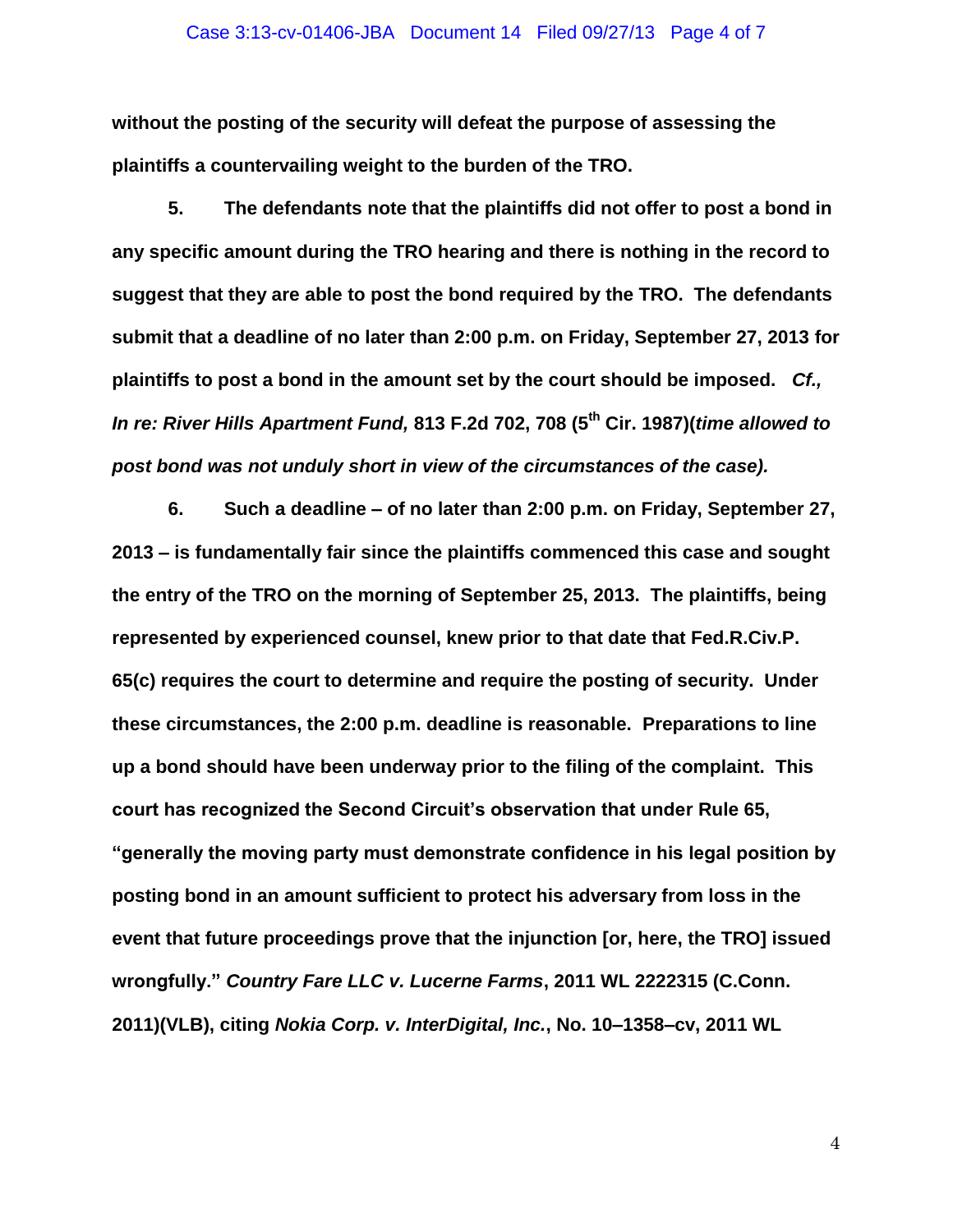**without the posting of the security will defeat the purpose of assessing the plaintiffs a countervailing weight to the burden of the TRO.**

**5. The defendants note that the plaintiffs did not offer to post a bond in any specific amount during the TRO hearing and there is nothing in the record to suggest that they are able to post the bond required by the TRO. The defendants submit that a deadline of no later than 2:00 p.m. on Friday, September 27, 2013 for plaintiffs to post a bond in the amount set by the court should be imposed. *Cf., In re: River Hills Apartment Fund,* 813 F.2d 702, 708 (5th Cir. 1987)(*time allowed to post bond was not unduly short in view of the circumstances of the case).***

**6. Such a deadline – of no later than 2:00 p.m. on Friday, September 27, 2013 – is fundamentally fair since the plaintiffs commenced this case and sought the entry of the TRO on the morning of September 25, 2013. The plaintiffs, being represented by experienced counsel, knew prior to that date that Fed.R.Civ.P. 65(c) requires the court to determine and require the posting of security. Under these circumstances, the 2:00 p.m. deadline is reasonable. Preparations to line up a bond should have been underway prior to the filing of the complaint. This court has recognized the Second Circuit's observation that under Rule 65, "generally the moving party must demonstrate confidence in his legal position by posting bond in an amount sufficient to protect his adversary from loss in the event that future proceedings prove that the injunction [or, here, the TRO] issued wrongfully." *Country Fare LLC v. Lucerne Farms*, 2011 WL 2222315 (C.Conn. 2011)(VLB), citing *Nokia Corp. v. InterDigital, Inc.*, No. 10–1358–cv, 2011 WL**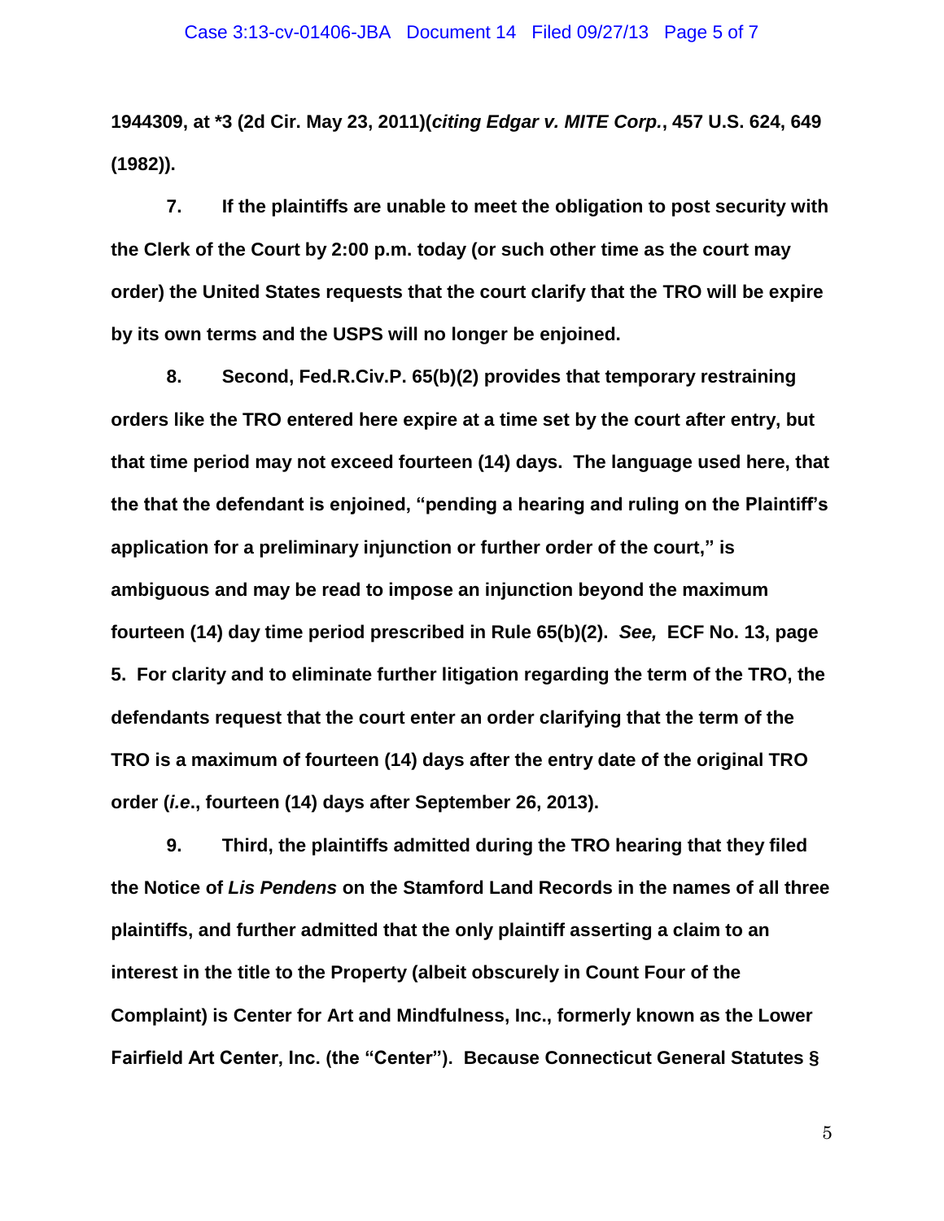**1944309, at *3 (2d Cir. May 23, 2011)(*citing Edgar v. MITE Corp.*, 457 U.S. 624, 649 (1982)).**

**7. If the plaintiffs are unable to meet the obligation to post security with the Clerk of the Court by 2:00 p.m. today (or such other time as the court may order) the United States requests that the court clarify that the TRO will be expire by its own terms and the USPS will no longer be enjoined.**

**8. Second, Fed.R.Civ.P. 65(b)(2) provides that temporary restraining orders like the TRO entered here expire at a time set by the court after entry, but that time period may not exceed fourteen (14) days. The language used here, that the that the defendant is enjoined, "pending a hearing and ruling on the Plaintiff's application for a preliminary injunction or further order of the court," is ambiguous and may be read to impose an injunction beyond the maximum fourteen (14) day time period prescribed in Rule 65(b)(2). *See,* ECF No. 13, page 5. For clarity and to eliminate further litigation regarding the term of the TRO, the defendants request that the court enter an order clarifying that the term of the TRO is a maximum of fourteen (14) days after the entry date of the original TRO order (*i.e*., fourteen (14) days after September 26, 2013).**

**9. Third, the plaintiffs admitted during the TRO hearing that they filed the Notice of *Lis Pendens* on the Stamford Land Records in the names of all three plaintiffs, and further admitted that the only plaintiff asserting a claim to an interest in the title to the Property (albeit obscurely in Count Four of the Complaint) is Center for Art and Mindfulness, Inc., formerly known as the Lower Fairfield Art Center, Inc. (the "Center"). Because Connecticut General Statutes §**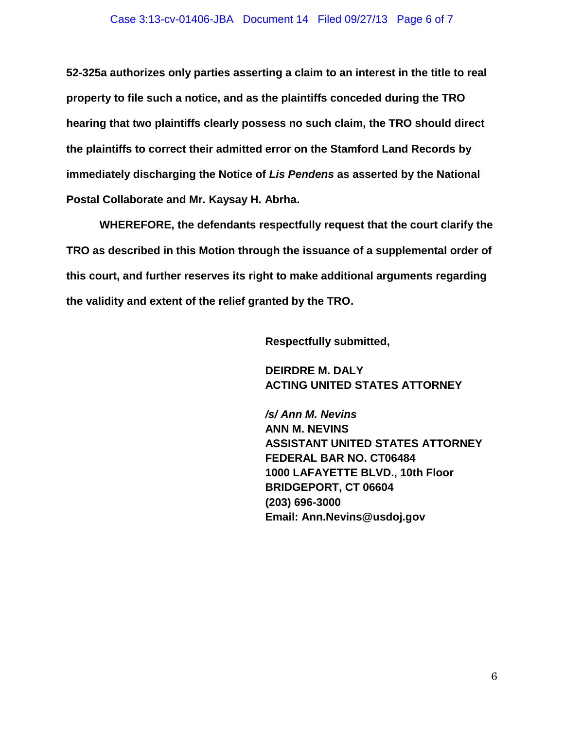**52-325a authorizes only parties asserting a claim to an interest in the title to real property to file such a notice, and as the plaintiffs conceded during the TRO hearing that two plaintiffs clearly possess no such claim, the TRO should direct the plaintiffs to correct their admitted error on the Stamford Land Records by immediately discharging the Notice of *Lis Pendens* as asserted by the National Postal Collaborate and Mr. Kaysay H. Abrha.**

**WHEREFORE, the defendants respectfully request that the court clarify the TRO as described in this Motion through the issuance of a supplemental order of this court, and further reserves its right to make additional arguments regarding the validity and extent of the relief granted by the TRO.**

**Respectfully submitted,**

**DEIRDRE M. DALY**
**ACTING UNITED STATES ATTORNEY**

***/s/ Ann M. Nevins***
**ANN M. NEVINS**
**ASSISTANT UNITED STATES ATTORNEY**
**FEDERAL BAR NO. CT06484**
**1000 LAFAYETTE BLVD., 10th Floor**
**BRIDGEPORT, CT 06604**
**(203) 696-3000**
**Email: Ann.Nevins@usdoj.gov**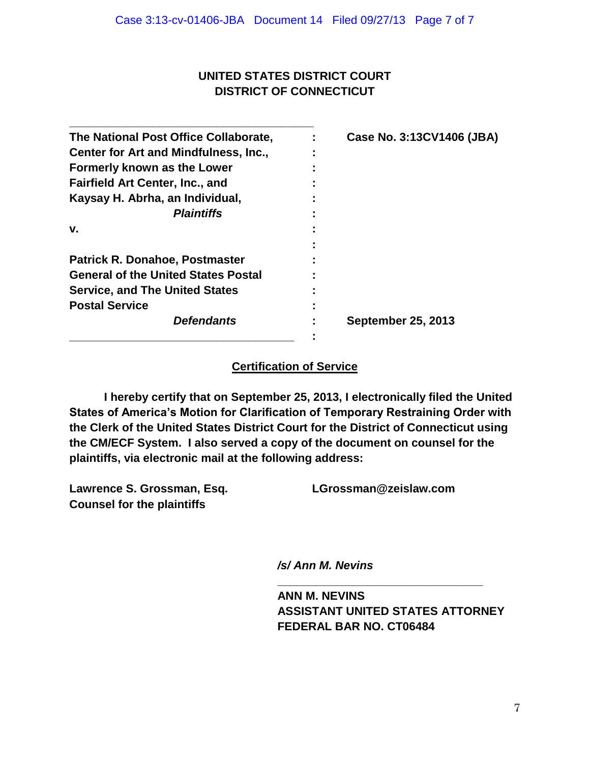**UNITED STATES DISTRICT COURT**
**DISTRICT OF CONNECTICUT**

| | | |
|---|---|---|
| **The National Post Office Collaborate, Center for Art and Mindfulness, Inc., Formerly known as the Lower Fairfield Art Center, Inc., and Kaysay H. Abrha, an Individual,** | : | **Case No. 3:13CV1406 (JBA)** |
| ***Plaintiffs*** | : | |
| **v.** | : | |
| **Patrick R. Donahoe, Postmaster General of the United States Postal Service, and The United States Postal Service** | : | |
| ***Defendants*** | : | **September 25, 2013** |

**Certification of Service**

**I hereby certify that on September 25, 2013, I electronically filed the United States of America's Motion for Clarification of Temporary Restraining Order with the Clerk of the United States District Court for the District of Connecticut using the CM/ECF System. I also served a copy of the document on counsel for the plaintiffs, via electronic mail at the following address:**

**Lawrence S. Grossman, Esq.** — **LGrossman@zeislaw.com**
**Counsel for the plaintiffs**

***/s/ Ann M. Nevins***

**ANN M. NEVINS**
**ASSISTANT UNITED STATES ATTORNEY**
**FEDERAL BAR NO. CT06484**